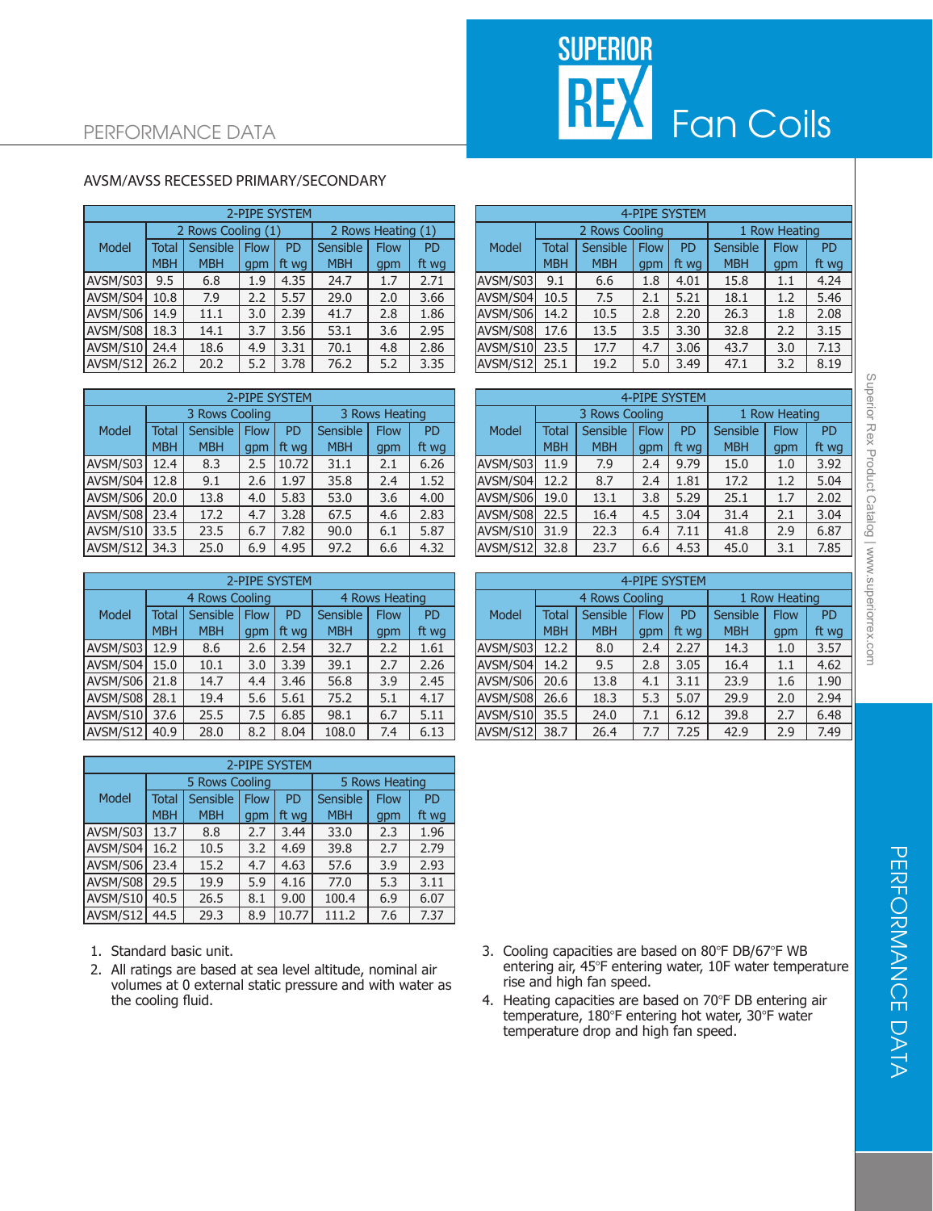# PERFORMANCE DATA

## AVSM/AVSS RECESSED PRIMARY/SECONDARY

| 2-PIPE SYSTEM | | | | | | | |
|---|---|---|---|---|---|---|---|
| Model | 2 Rows Cooling (1) | | | | 2 Rows Heating (1) | | |
| | Total MBH | Sensible MBH | Flow gpm | PD ft wg | Sensible MBH | Flow gpm | PD ft wg |
| AVSM/S03 | 9.5 | 6.8 | 1.9 | 4.35 | 24.7 | 1.7 | 2.71 |
| AVSM/S04 | 10.8 | 7.9 | 2.2 | 5.57 | 29.0 | 2.0 | 3.66 |
| AVSM/S06 | 14.9 | 11.1 | 3.0 | 2.39 | 41.7 | 2.8 | 1.86 |
| AVSM/S08 | 18.3 | 14.1 | 3.7 | 3.56 | 53.1 | 3.6 | 2.95 |
| AVSM/S10 | 24.4 | 18.6 | 4.9 | 3.31 | 70.1 | 4.8 | 2.86 |
| AVSM/S12 | 26.2 | 20.2 | 5.2 | 3.78 | 76.2 | 5.2 | 3.35 |

| 4-PIPE SYSTEM | | | | | | | |
|---|---|---|---|---|---|---|---|
| Model | 2 Rows Cooling | | | | 1 Row Heating | | |
| | Total MBH | Sensible MBH | Flow gpm | PD ft wg | Sensible MBH | Flow gpm | PD ft wg |
| AVSM/S03 | 9.1 | 6.6 | 1.8 | 4.01 | 15.8 | 1.1 | 4.24 |
| AVSM/S04 | 10.5 | 7.5 | 2.1 | 5.21 | 18.1 | 1.2 | 5.46 |
| AVSM/S06 | 14.2 | 10.5 | 2.8 | 2.20 | 26.3 | 1.8 | 2.08 |
| AVSM/S08 | 17.6 | 13.5 | 3.5 | 3.30 | 32.8 | 2.2 | 3.15 |
| AVSM/S10 | 23.5 | 17.7 | 4.7 | 3.06 | 43.7 | 3.0 | 7.13 |
| AVSM/S12 | 25.1 | 19.2 | 5.0 | 3.49 | 47.1 | 3.2 | 8.19 |

| 2-PIPE SYSTEM | | | | | | | |
|---|---|---|---|---|---|---|---|
| Model | 3 Rows Cooling | | | | 3 Rows Heating | | |
| | Total MBH | Sensible MBH | Flow gpm | PD ft wg | Sensible MBH | Flow gpm | PD ft wg |
| AVSM/S03 | 12.4 | 8.3 | 2.5 | 10.72 | 31.1 | 2.1 | 6.26 |
| AVSM/S04 | 12.8 | 9.1 | 2.6 | 1.97 | 35.8 | 2.4 | 1.52 |
| AVSM/S06 | 20.0 | 13.8 | 4.0 | 5.83 | 53.0 | 3.6 | 4.00 |
| AVSM/S08 | 23.4 | 17.2 | 4.7 | 3.28 | 67.5 | 4.6 | 2.83 |
| AVSM/S10 | 33.5 | 23.5 | 6.7 | 7.82 | 90.0 | 6.1 | 5.87 |
| AVSM/S12 | 34.3 | 25.0 | 6.9 | 4.95 | 97.2 | 6.6 | 4.32 |

| 4-PIPE SYSTEM | | | | | | | |
|---|---|---|---|---|---|---|---|
| Model | 3 Rows Cooling | | | | 1 Row Heating | | |
| | Total MBH | Sensible MBH | Flow gpm | PD ft wg | Sensible MBH | Flow gpm | PD ft wg |
| AVSM/S03 | 11.9 | 7.9 | 2.4 | 9.79 | 15.0 | 1.0 | 3.92 |
| AVSM/S04 | 12.2 | 8.7 | 2.4 | 1.81 | 17.2 | 1.2 | 5.04 |
| AVSM/S06 | 19.0 | 13.1 | 3.8 | 5.29 | 25.1 | 1.7 | 2.02 |
| AVSM/S08 | 22.5 | 16.4 | 4.5 | 3.04 | 31.4 | 2.1 | 3.04 |
| AVSM/S10 | 31.9 | 22.3 | 6.4 | 7.11 | 41.8 | 2.9 | 6.87 |
| AVSM/S12 | 32.8 | 23.7 | 6.6 | 4.53 | 45.0 | 3.1 | 7.85 |

| 2-PIPE SYSTEM | | | | | | | |
|---|---|---|---|---|---|---|---|
| Model | 4 Rows Cooling | | | | 4 Rows Heating | | |
| | Total MBH | Sensible MBH | Flow gpm | PD ft wg | Sensible MBH | Flow gpm | PD ft wg |
| AVSM/S03 | 12.9 | 8.6 | 2.6 | 2.54 | 32.7 | 2.2 | 1.61 |
| AVSM/S04 | 15.0 | 10.1 | 3.0 | 3.39 | 39.1 | 2.7 | 2.26 |
| AVSM/S06 | 21.8 | 14.7 | 4.4 | 3.46 | 56.8 | 3.9 | 2.45 |
| AVSM/S08 | 28.1 | 19.4 | 5.6 | 5.61 | 75.2 | 5.1 | 4.17 |
| AVSM/S10 | 37.6 | 25.5 | 7.5 | 6.85 | 98.1 | 6.7 | 5.11 |
| AVSM/S12 | 40.9 | 28.0 | 8.2 | 8.04 | 108.0 | 7.4 | 6.13 |

| 4-PIPE SYSTEM | | | | | | | |
|---|---|---|---|---|---|---|---|
| Model | 4 Rows Cooling | | | | 1 Row Heating | | |
| | Total MBH | Sensible MBH | Flow gpm | PD ft wg | Sensible MBH | Flow gpm | PD ft wg |
| AVSM/S03 | 12.2 | 8.0 | 2.4 | 2.27 | 14.3 | 1.0 | 3.57 |
| AVSM/S04 | 14.2 | 9.5 | 2.8 | 3.05 | 16.4 | 1.1 | 4.62 |
| AVSM/S06 | 20.6 | 13.8 | 4.1 | 3.11 | 23.9 | 1.6 | 1.90 |
| AVSM/S08 | 26.6 | 18.3 | 5.3 | 5.07 | 29.9 | 2.0 | 2.94 |
| AVSM/S10 | 35.5 | 24.0 | 7.1 | 6.12 | 39.8 | 2.7 | 6.48 |
| AVSM/S12 | 38.7 | 26.4 | 7.7 | 7.25 | 42.9 | 2.9 | 7.49 |

| 2-PIPE SYSTEM | | | | | | | |
|---|---|---|---|---|---|---|---|
| Model | 5 Rows Cooling | | | | 5 Rows Heating | | |
| | Total MBH | Sensible MBH | Flow gpm | PD ft wg | Sensible MBH | Flow gpm | PD ft wg |
| AVSM/S03 | 13.7 | 8.8 | 2.7 | 3.44 | 33.0 | 2.3 | 1.96 |
| AVSM/S04 | 16.2 | 10.5 | 3.2 | 4.69 | 39.8 | 2.7 | 2.79 |
| AVSM/S06 | 23.4 | 15.2 | 4.7 | 4.63 | 57.6 | 3.9 | 2.93 |
| AVSM/S08 | 29.5 | 19.9 | 5.9 | 4.16 | 77.0 | 5.3 | 3.11 |
| AVSM/S10 | 40.5 | 26.5 | 8.1 | 9.00 | 100.4 | 6.9 | 6.07 |
| AVSM/S12 | 44.5 | 29.3 | 8.9 | 10.77 | 111.2 | 7.6 | 7.37 |

1. Standard basic unit.
2. All ratings are based at sea level altitude, nominal air volumes at 0 external static pressure and with water as the cooling fluid.
3. Cooling capacities are based on 80°F DB/67°F WB entering air, 45°F entering water, 10F water temperature rise and high fan speed.
4. Heating capacities are based on 70°F DB entering air temperature, 180°F entering hot water, 30°F water temperature drop and high fan speed.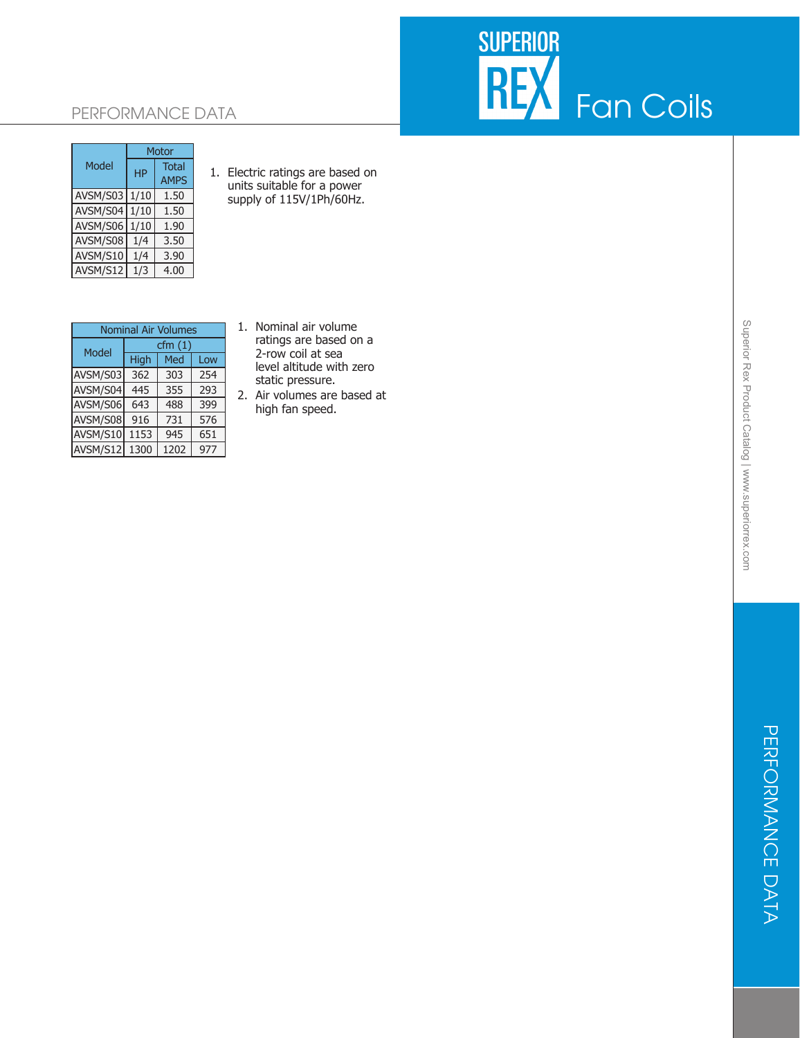# PERFORMANCE DATA

| Model | Motor | |
|---|---|---|
| | HP | Total AMPS |
| AVSM/S03 | 1/10 | 1.50 |
| AVSM/S04 | 1/10 | 1.50 |
| AVSM/S06 | 1/10 | 1.90 |
| AVSM/S08 | 1/4 | 3.50 |
| AVSM/S10 | 1/4 | 3.90 |
| AVSM/S12 | 1/3 | 4.00 |

1. Electric ratings are based on units suitable for a power supply of 115V/1Ph/60Hz.

| Nominal Air Volumes | | | |
|---|---|---|---|
| Model | cfm (1) | | |
| | High | Med | Low |
| AVSM/S03 | 362 | 303 | 254 |
| AVSM/S04 | 445 | 355 | 293 |
| AVSM/S06 | 643 | 488 | 399 |
| AVSM/S08 | 916 | 731 | 576 |
| AVSM/S10 | 1153 | 945 | 651 |
| AVSM/S12 | 1300 | 1202 | 977 |

1. Nominal air volume ratings are based on a 2-row coil at sea level altitude with zero static pressure.
2. Air volumes are based at high fan speed.